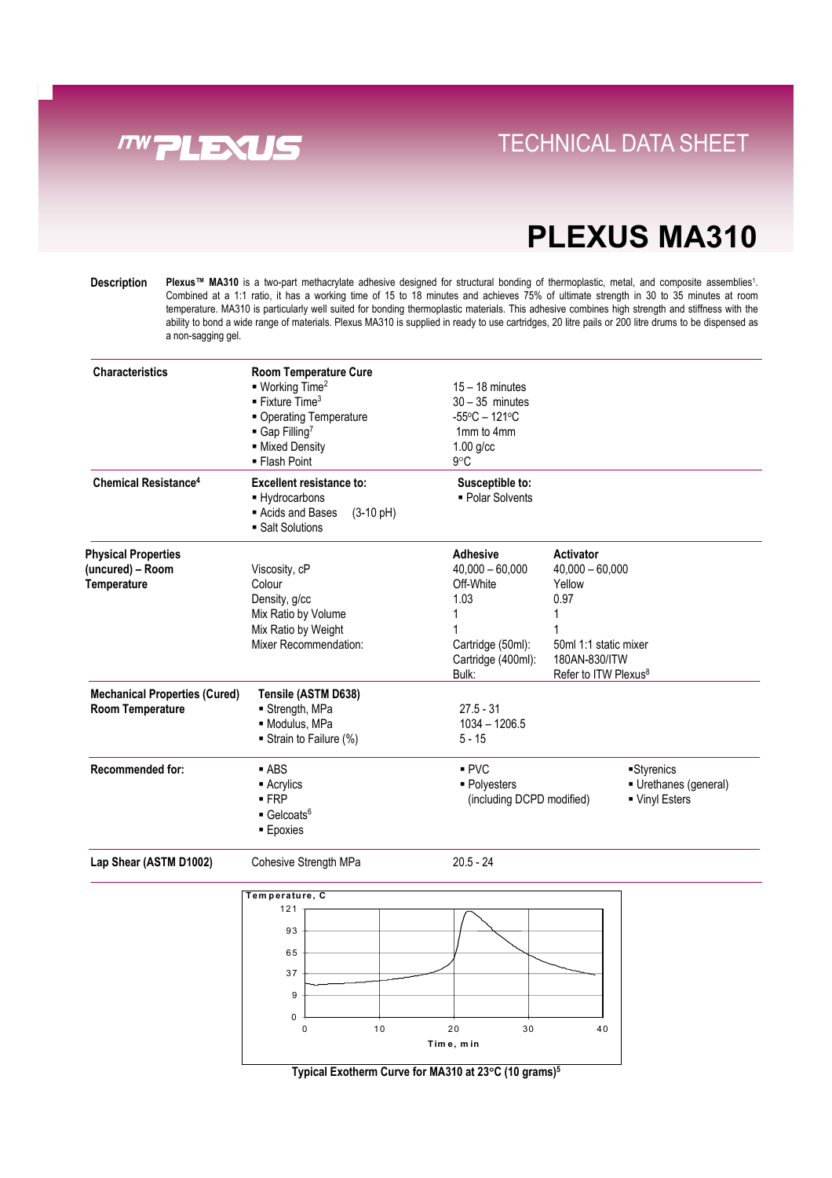ITW PLEXUS

TECHNICAL DATA SHEET

# PLEXUS MA310

**Description**

**Plexus™ MA310** is a two-part methacrylate adhesive designed for structural bonding of thermoplastic, metal, and composite assemblies[1]. Combined at a 1:1 ratio, it has a working time of 15 to 18 minutes and achieves 75% of ultimate strength in 30 to 35 minutes at room temperature. MA310 is particularly well suited for bonding thermoplastic materials. This adhesive combines high strength and stiffness with the ability to bond a wide range of materials. Plexus MA310 is supplied in ready to use cartridges, 20 litre pails or 200 litre drums to be dispensed as a non-sagging gel.

| | | | |
|---|---|---|---|
| **Characteristics** | **Room Temperature Cure** | | |
| | ▪ Working Time[2] | 15 – 18 minutes | |
| | ▪ Fixture Time[3] | 30 – 35 minutes | |
| | ▪ Operating Temperature | -55°C – 121°C | |
| | ▪ Gap Filling[7] | 1mm to 4mm | |
| | ▪ Mixed Density | 1.00 g/cc | |
| | ▪ Flash Point | 9°C | |
| **Chemical Resistance[4]** | **Excellent resistance to:** | **Susceptible to:** | |
| | ▪ Hydrocarbons | ▪ Polar Solvents | |
| | ▪ Acids and Bases (3-10 pH) | | |
| | ▪ Salt Solutions | | |
| **Physical Properties (uncured) – Room Temperature** | | **Adhesive** | **Activator** |
| | Viscosity, cP | 40,000 – 60,000 | 40,000 – 60,000 |
| | Colour | Off-White | Yellow |
| | Density, g/cc | 1.03 | 0.97 |
| | Mix Ratio by Volume | 1 | 1 |
| | Mix Ratio by Weight | 1 | 1 |
| | Mixer Recommendation: | Cartridge (50ml): | 50ml 1:1 static mixer |
| | | Cartridge (400ml): | 180AN-830/ITW |
| | | Bulk: | Refer to ITW Plexus[8] |
| **Mechanical Properties (Cured) Room Temperature** | **Tensile (ASTM D638)** | | |
| | ▪ Strength, MPa | 27.5 - 31 | |
| | ▪ Modulus, MPa | 1034 – 1206.5 | |
| | ▪ Strain to Failure (%) | 5 - 15 | |
| **Recommended for:** | ▪ ABS | ▪ PVC | ▪Styrenics |
| | ▪ Acrylics | ▪ Polyesters (including DCPD modified) | ▪ Urethanes (general) |
| | ▪ FRP | | ▪ Vinyl Esters |
| | ▪ Gelcoats[6] | | |
| | ▪ Epoxies | | |
| **Lap Shear (ASTM D1002)** | Cohesive Strength MPa | 20.5 - 24 | |

Temperature, C (y-axis: 0, 9, 37, 65, 93, 121); Time, min (x-axis: 0, 10, 20, 30, 40)

Typical Exotherm Curve for MA310 at 23°C (10 grams)[5]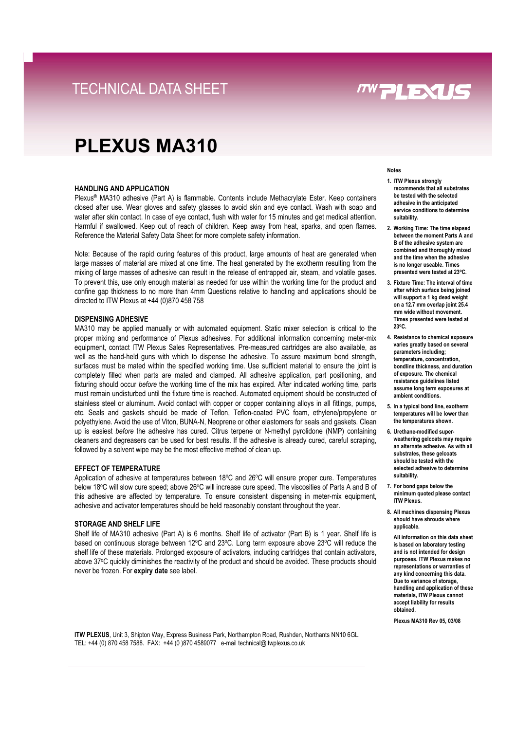TECHNICAL DATA SHEET

# PLEXUS MA310

## HANDLING AND APPLICATION

Plexus® MA310 adhesive (Part A) is flammable. Contents include Methacrylate Ester. Keep containers closed after use. Wear gloves and safety glasses to avoid skin and eye contact. Wash with soap and water after skin contact. In case of eye contact, flush with water for 15 minutes and get medical attention. Harmful if swallowed. Keep out of reach of children. Keep away from heat, sparks, and open flames. Reference the Material Safety Data Sheet for more complete safety information.

Note: Because of the rapid curing features of this product, large amounts of heat are generated when large masses of material are mixed at one time. The heat generated by the exotherm resulting from the mixing of large masses of adhesive can result in the release of entrapped air, steam, and volatile gases. To prevent this, use only enough material as needed for use within the working time for the product and confine gap thickness to no more than 4mm Questions relative to handling and applications should be directed to ITW Plexus at +44 (0)870 458 758

## DISPENSING ADHESIVE

MA310 may be applied manually or with automated equipment. Static mixer selection is critical to the proper mixing and performance of Plexus adhesives. For additional information concerning meter-mix equipment, contact ITW Plexus Sales Representatives. Pre-measured cartridges are also available, as well as the hand-held guns with which to dispense the adhesive. To assure maximum bond strength, surfaces must be mated within the specified working time. Use sufficient material to ensure the joint is completely filled when parts are mated and clamped. All adhesive application, part positioning, and fixturing should occur *before* the working time of the mix has expired. After indicated working time, parts must remain undisturbed until the fixture time is reached. Automated equipment should be constructed of stainless steel or aluminum. Avoid contact with copper or copper containing alloys in all fittings, pumps, etc. Seals and gaskets should be made of Teflon, Teflon-coated PVC foam, ethylene/propylene or polyethylene. Avoid the use of Viton, BUNA-N, Neoprene or other elastomers for seals and gaskets. Clean up is easiest *before* the adhesive has cured. Citrus terpene or N-methyl pyrolidone (NMP) containing cleaners and degreasers can be used for best results. If the adhesive is already cured, careful scraping, followed by a solvent wipe may be the most effective method of clean up.

## EFFECT OF TEMPERATURE

Application of adhesive at temperatures between 18ºC and 26ºC will ensure proper cure. Temperatures below 18ºC will slow cure speed; above 26ºC will increase cure speed. The viscosities of Parts A and B of this adhesive are affected by temperature. To ensure consistent dispensing in meter-mix equipment, adhesive and activator temperatures should be held reasonably constant throughout the year.

## STORAGE AND SHELF LIFE

Shelf life of MA310 adhesive (Part A) is 6 months. Shelf life of activator (Part B) is 1 year. Shelf life is based on continuous storage between 12ºC and 23ºC. Long term exposure above 23ºC will reduce the shelf life of these materials. Prolonged exposure of activators, including cartridges that contain activators, above 37ºC quickly diminishes the reactivity of the product and should be avoided. These products should never be frozen. For **expiry date** see label.

**ITW PLEXUS**, Unit 3, Shipton Way, Express Business Park, Northampton Road, Rushden, Northants NN10 6GL.
TEL: +44 (0) 870 458 7588. FAX: +44 (0 )870 4589077 e-mail technical@itwplexus.co.uk

**Notes**

1. **ITW Plexus strongly recommends that all substrates be tested with the selected adhesive in the anticipated service conditions to determine suitability.**
2. **Working Time: The time elapsed between the moment Parts A and B of the adhesive system are combined and thoroughly mixed and the time when the adhesive is no longer useable. Times presented were tested at 23ºC.**
3. **Fixture Time: The interval of time after which surface being joined will support a 1 kg dead weight on a 12.7 mm overlap joint 25.4 mm wide without movement. Times presented were tested at 23ºC.**
4. **Resistance to chemical exposure varies greatly based on several parameters including; temperature, concentration, bondline thickness, and duration of exposure. The chemical resistance guidelines listed assume long term exposures at ambient conditions.**
5. **In a typical bond line, exotherm temperatures will be lower than the temperatures shown.**
6. **Urethane-modified super-weathering gelcoats may require an alternate adhesive. As with all substrates, these gelcoats should be tested with the selected adhesive to determine suitability.**
7. **For bond gaps below the minimum quoted please contact ITW Plexus.**
8. **All machines dispensing Plexus should have shrouds where applicable.**

**All information on this data sheet is based on laboratory testing and is not intended for design purposes. ITW Plexus makes no representations or warranties of any kind concerning this data. Due to variance of storage, handling and application of these materials, ITW Plexus cannot accept liability for results obtained.**

**Plexus MA310 Rev 05, 03/08**